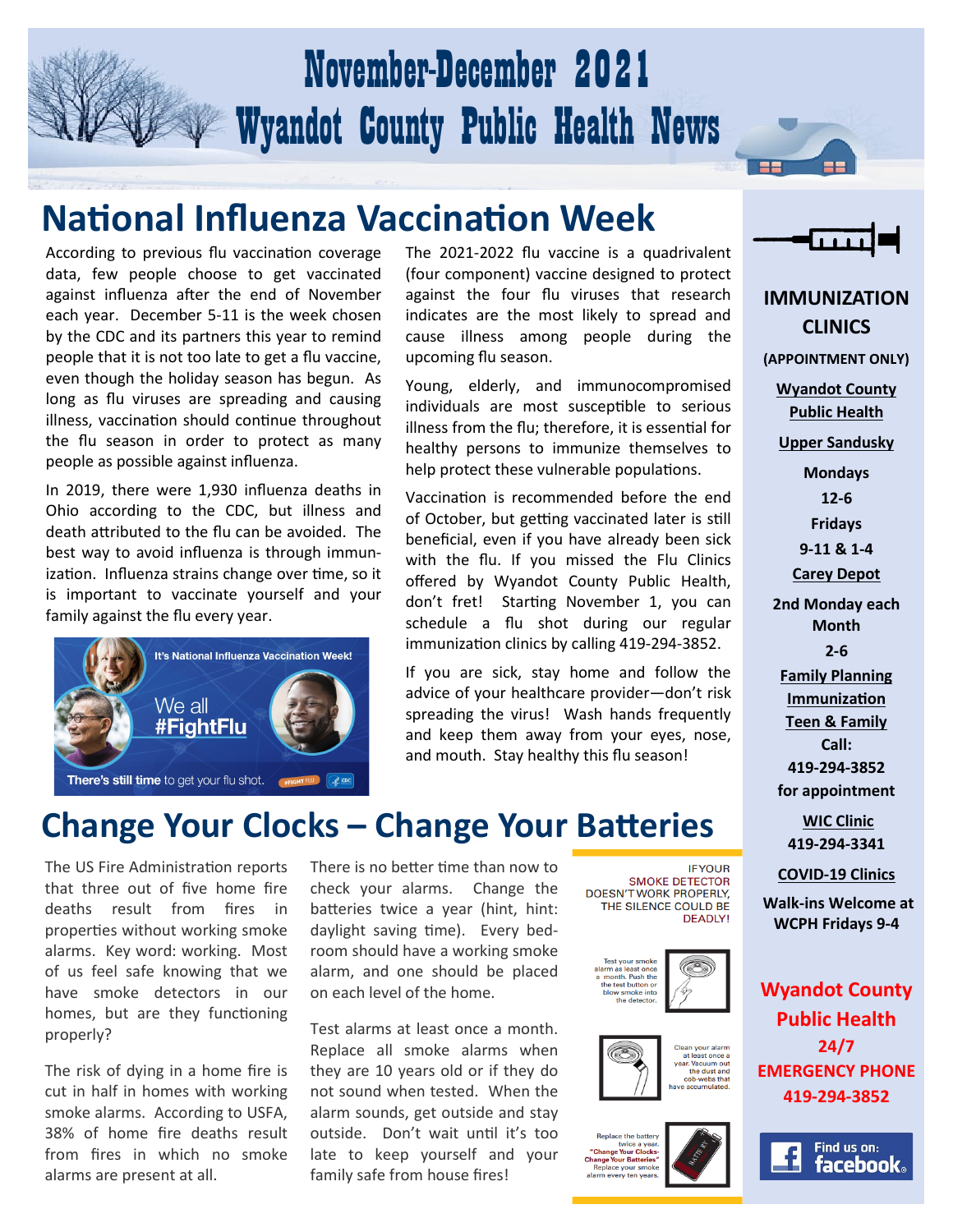# November-December 2021
# Wyandot County Public Health News

## National Influenza Vaccination Week

According to previous flu vaccination coverage data, few people choose to get vaccinated against influenza after the end of November each year. December 5-11 is the week chosen by the CDC and its partners this year to remind people that it is not too late to get a flu vaccine, even though the holiday season has begun. As long as flu viruses are spreading and causing illness, vaccination should continue throughout the flu season in order to protect as many people as possible against influenza.

In 2019, there were 1,930 influenza deaths in Ohio according to the CDC, but illness and death attributed to the flu can be avoided. The best way to avoid influenza is through immunization. Influenza strains change over time, so it is important to vaccinate yourself and your family against the flu every year.

It's National Influenza Vaccination Week!

We all #FightFlu

There's still time to get your flu shot.

The 2021-2022 flu vaccine is a quadrivalent (four component) vaccine designed to protect against the four flu viruses that research indicates are the most likely to spread and cause illness among people during the upcoming flu season.

Young, elderly, and immunocompromised individuals are most susceptible to serious illness from the flu; therefore, it is essential for healthy persons to immunize themselves to help protect these vulnerable populations.

Vaccination is recommended before the end of October, but getting vaccinated later is still beneficial, even if you have already been sick with the flu. If you missed the Flu Clinics offered by Wyandot County Public Health, don't fret! Starting November 1, you can schedule a flu shot during our regular immunization clinics by calling 419-294-3852.

If you are sick, stay home and follow the advice of your healthcare provider—don't risk spreading the virus! Wash hands frequently and keep them away from your eyes, nose, and mouth. Stay healthy this flu season!

## Change Your Clocks – Change Your Batteries

The US Fire Administration reports that three out of five home fire deaths result from fires in properties without working smoke alarms. Key word: working. Most of us feel safe knowing that we have smoke detectors in our homes, but are they functioning properly?

The risk of dying in a home fire is cut in half in homes with working smoke alarms. According to USFA, 38% of home fire deaths result from fires in which no smoke alarms are present at all.

There is no better time than now to check your alarms. Change the batteries twice a year (hint, hint: daylight saving time). Every bedroom should have a working smoke alarm, and one should be placed on each level of the home.

Test alarms at least once a month. Replace all smoke alarms when they are 10 years old or if they do not sound when tested. When the alarm sounds, get outside and stay outside. Don't wait until it's too late to keep yourself and your family safe from house fires!

IF YOUR SMOKE DETECTOR DOESN'T WORK PROPERLY, THE SILENCE COULD BE DEADLY!

Test your smoke alarm as least once a month. Push the the test button or blow smoke into the detector.

Clean your alarm at least once a year. Vacuum out the dust and cob-webs that have accumulated.

Replace the battery twice a year. "Change Your Clocks-Change Your Batteries" Replace your smoke alarm every ten years.

---

### IMMUNIZATION CLINICS

**(APPOINTMENT ONLY)**

**Wyandot County Public Health**

**Upper Sandusky**

Mondays
12-6
Fridays
9-11 & 1-4

**Carey Depot**

2nd Monday each Month
2-6

**Family Planning**
**Immunization**
**Teen & Family**

Call:
419-294-3852
for appointment

**WIC Clinic**
419-294-3341

**COVID-19 Clinics**

Walk-ins Welcome at WCPH Fridays 9-4

**Wyandot County Public Health**
**24/7 EMERGENCY PHONE**
**419-294-3852**

Find us on: facebook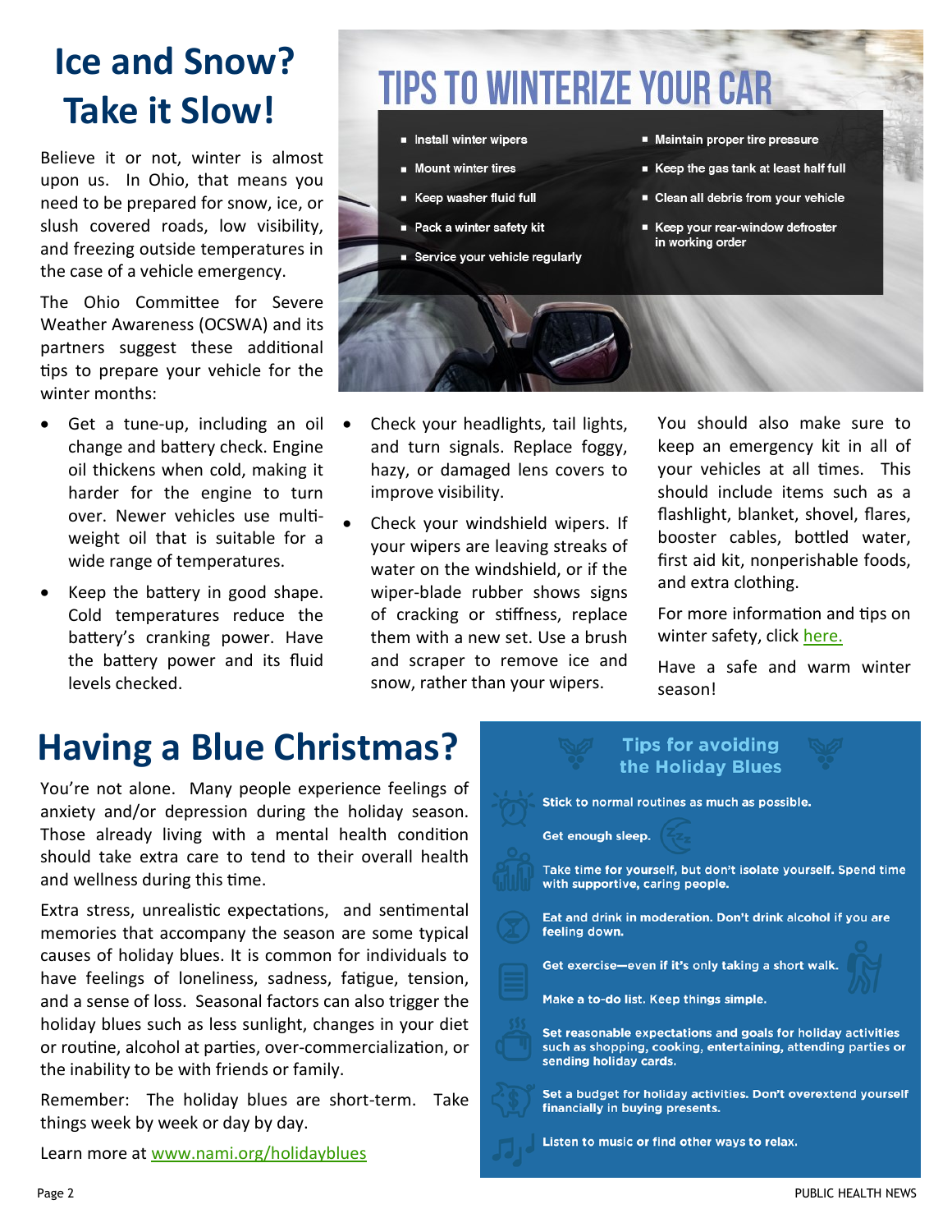# Ice and Snow? Take it Slow!

Believe it or not, winter is almost upon us. In Ohio, that means you need to be prepared for snow, ice, or slush covered roads, low visibility, and freezing outside temperatures in the case of a vehicle emergency.

The Ohio Committee for Severe Weather Awareness (OCSWA) and its partners suggest these additional tips to prepare your vehicle for the winter months:

## TIPS TO WINTERIZE YOUR CAR

- Install winter wipers
- Mount winter tires
- Keep washer fluid full
- Pack a winter safety kit
- Service your vehicle regularly
- Maintain proper tire pressure
- Keep the gas tank at least half full
- Clean all debris from your vehicle
- Keep your rear-window defroster in working order

- Get a tune-up, including an oil change and battery check. Engine oil thickens when cold, making it harder for the engine to turn over. Newer vehicles use multi-weight oil that is suitable for a wide range of temperatures.
- Keep the battery in good shape. Cold temperatures reduce the battery's cranking power. Have the battery power and its fluid levels checked.
- Check your headlights, tail lights, and turn signals. Replace foggy, hazy, or damaged lens covers to improve visibility.
- Check your windshield wipers. If your wipers are leaving streaks of water on the windshield, or if the wiper-blade rubber shows signs of cracking or stiffness, replace them with a new set. Use a brush and scraper to remove ice and snow, rather than your wipers.

You should also make sure to keep an emergency kit in all of your vehicles at all times. This should include items such as a flashlight, blanket, shovel, flares, booster cables, bottled water, first aid kit, nonperishable foods, and extra clothing.

For more information and tips on winter safety, click here.

Have a safe and warm winter season!

# Having a Blue Christmas?

You're not alone. Many people experience feelings of anxiety and/or depression during the holiday season. Those already living with a mental health condition should take extra care to tend to their overall health and wellness during this time.

Extra stress, unrealistic expectations, and sentimental memories that accompany the season are some typical causes of holiday blues. It is common for individuals to have feelings of loneliness, sadness, fatigue, tension, and a sense of loss. Seasonal factors can also trigger the holiday blues such as less sunlight, changes in your diet or routine, alcohol at parties, over-commercialization, or the inability to be with friends or family.

Remember: The holiday blues are short-term. Take things week by week or day by day.

Learn more at www.nami.org/holidayblues

## Tips for avoiding the Holiday Blues

- Stick to normal routines as much as possible.
- Get enough sleep.
- Take time for yourself, but don't isolate yourself. Spend time with supportive, caring people.
- Eat and drink in moderation. Don't drink alcohol if you are feeling down.
- Get exercise—even if it's only taking a short walk.
- Make a to-do list. Keep things simple.
- Set reasonable expectations and goals for holiday activities such as shopping, cooking, entertaining, attending parties or sending holiday cards.
- Set a budget for holiday activities. Don't overextend yourself financially in buying presents.
- Listen to music or find other ways to relax.